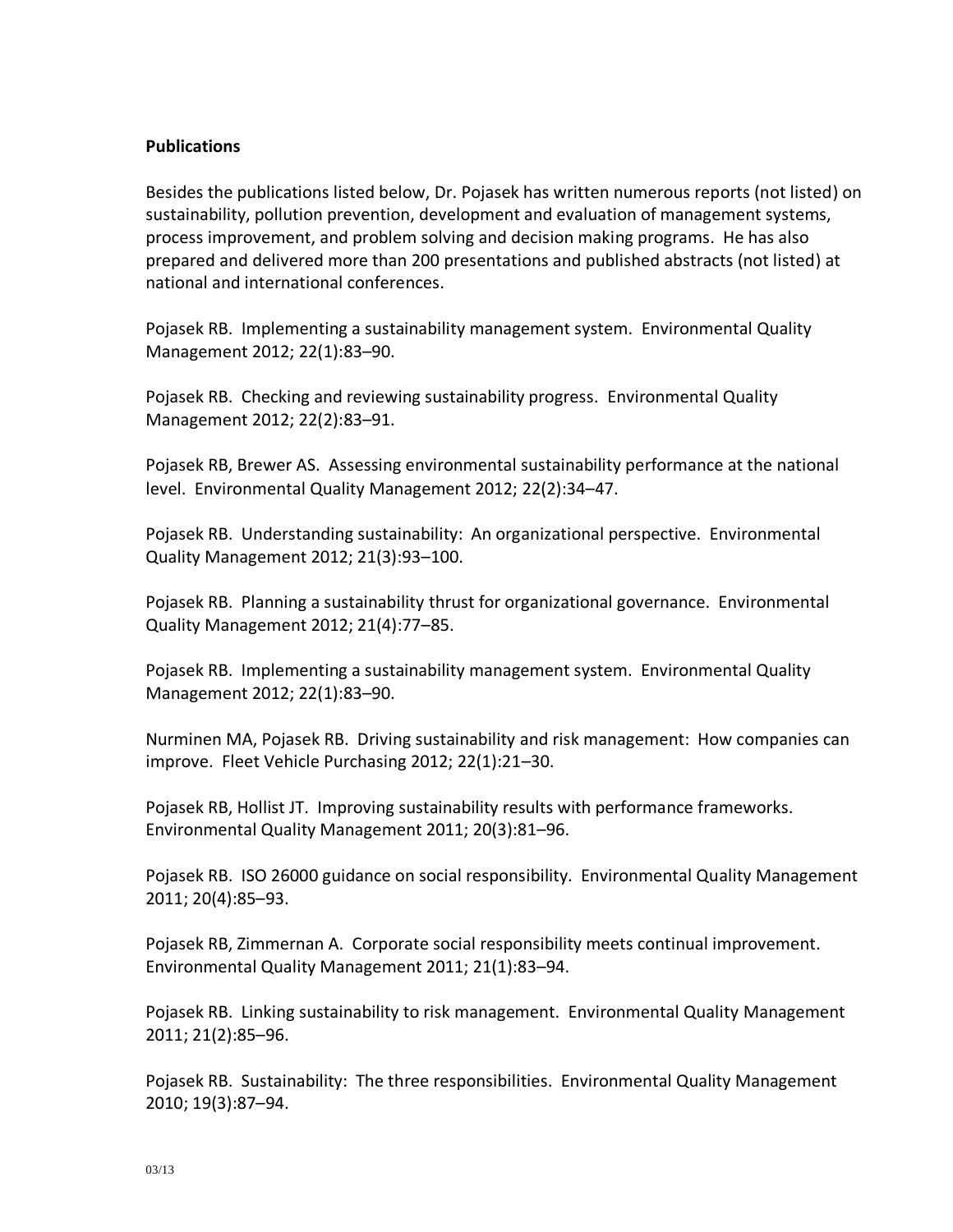**Publications**

Besides the publications listed below, Dr. Pojasek has written numerous reports (not listed) on sustainability, pollution prevention, development and evaluation of management systems, process improvement, and problem solving and decision making programs. He has also prepared and delivered more than 200 presentations and published abstracts (not listed) at national and international conferences.

Pojasek RB. Implementing a sustainability management system. Environmental Quality Management 2012; 22(1):83–90.

Pojasek RB. Checking and reviewing sustainability progress. Environmental Quality Management 2012; 22(2):83–91.

Pojasek RB, Brewer AS. Assessing environmental sustainability performance at the national level. Environmental Quality Management 2012; 22(2):34–47.

Pojasek RB. Understanding sustainability: An organizational perspective. Environmental Quality Management 2012; 21(3):93–100.

Pojasek RB. Planning a sustainability thrust for organizational governance. Environmental Quality Management 2012; 21(4):77–85.

Pojasek RB. Implementing a sustainability management system. Environmental Quality Management 2012; 22(1):83–90.

Nurminen MA, Pojasek RB. Driving sustainability and risk management: How companies can improve. Fleet Vehicle Purchasing 2012; 22(1):21–30.

Pojasek RB, Hollist JT. Improving sustainability results with performance frameworks. Environmental Quality Management 2011; 20(3):81–96.

Pojasek RB. ISO 26000 guidance on social responsibility. Environmental Quality Management 2011; 20(4):85–93.

Pojasek RB, Zimmernan A. Corporate social responsibility meets continual improvement. Environmental Quality Management 2011; 21(1):83–94.

Pojasek RB. Linking sustainability to risk management. Environmental Quality Management 2011; 21(2):85–96.

Pojasek RB. Sustainability: The three responsibilities. Environmental Quality Management 2010; 19(3):87–94.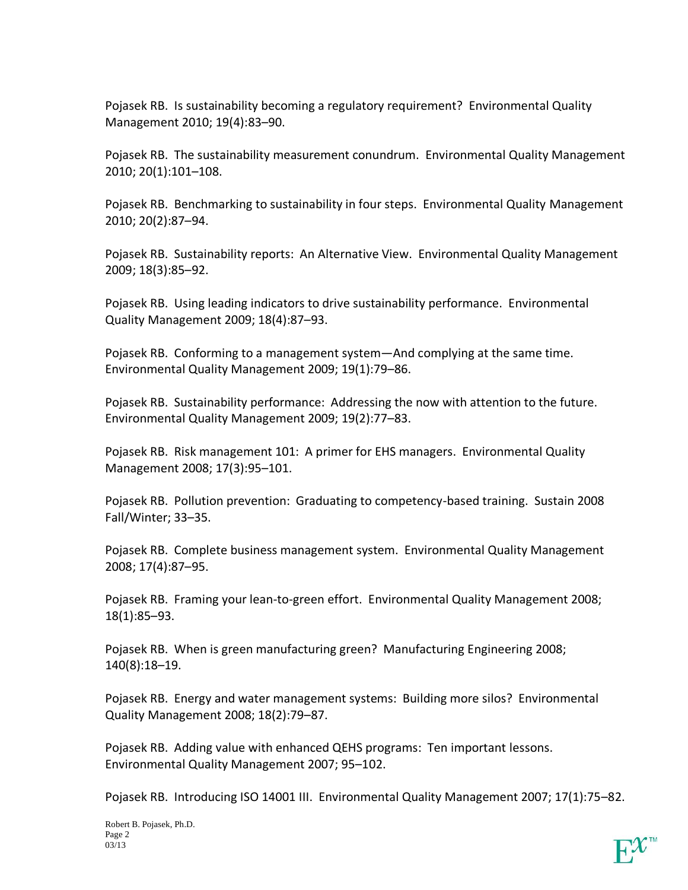Pojasek RB. Is sustainability becoming a regulatory requirement? Environmental Quality Management 2010; 19(4):83–90.

Pojasek RB. The sustainability measurement conundrum. Environmental Quality Management 2010; 20(1):101–108.

Pojasek RB. Benchmarking to sustainability in four steps. Environmental Quality Management 2010; 20(2):87–94.

Pojasek RB. Sustainability reports: An Alternative View. Environmental Quality Management 2009; 18(3):85–92.

Pojasek RB. Using leading indicators to drive sustainability performance. Environmental Quality Management 2009; 18(4):87–93.

Pojasek RB. Conforming to a management system—And complying at the same time. Environmental Quality Management 2009; 19(1):79–86.

Pojasek RB. Sustainability performance: Addressing the now with attention to the future. Environmental Quality Management 2009; 19(2):77–83.

Pojasek RB. Risk management 101: A primer for EHS managers. Environmental Quality Management 2008; 17(3):95–101.

Pojasek RB. Pollution prevention: Graduating to competency-based training. Sustain 2008 Fall/Winter; 33–35.

Pojasek RB. Complete business management system. Environmental Quality Management 2008; 17(4):87–95.

Pojasek RB. Framing your lean-to-green effort. Environmental Quality Management 2008; 18(1):85–93.

Pojasek RB. When is green manufacturing green? Manufacturing Engineering 2008; 140(8):18–19.

Pojasek RB. Energy and water management systems: Building more silos? Environmental Quality Management 2008; 18(2):79–87.

Pojasek RB. Adding value with enhanced QEHS programs: Ten important lessons. Environmental Quality Management 2007; 95–102.

Pojasek RB. Introducing ISO 14001 III. Environmental Quality Management 2007; 17(1):75–82.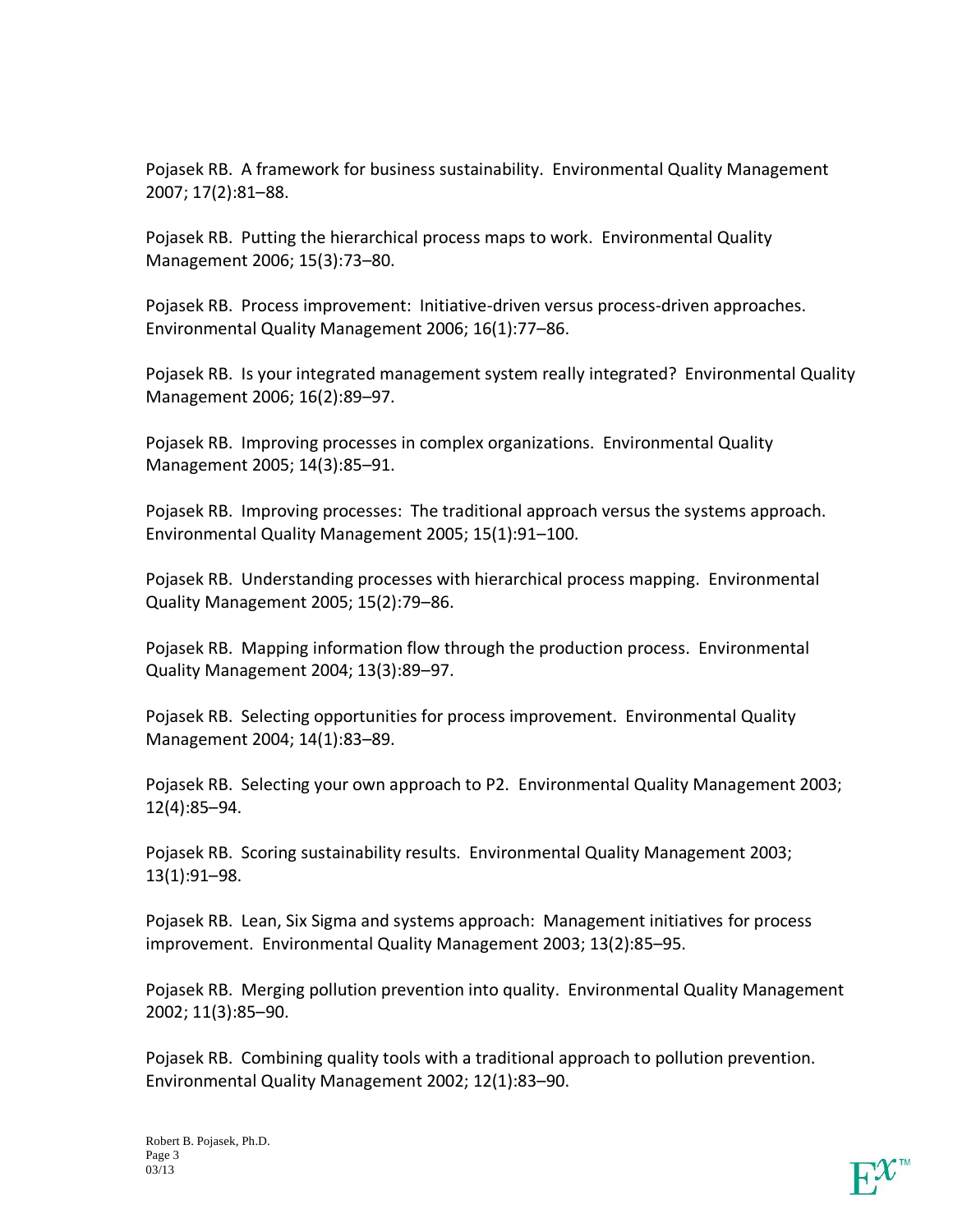Pojasek RB. A framework for business sustainability. Environmental Quality Management 2007; 17(2):81–88.

Pojasek RB. Putting the hierarchical process maps to work. Environmental Quality Management 2006; 15(3):73–80.

Pojasek RB. Process improvement: Initiative-driven versus process-driven approaches. Environmental Quality Management 2006; 16(1):77–86.

Pojasek RB. Is your integrated management system really integrated? Environmental Quality Management 2006; 16(2):89–97.

Pojasek RB. Improving processes in complex organizations. Environmental Quality Management 2005; 14(3):85–91.

Pojasek RB. Improving processes: The traditional approach versus the systems approach. Environmental Quality Management 2005; 15(1):91–100.

Pojasek RB. Understanding processes with hierarchical process mapping. Environmental Quality Management 2005; 15(2):79–86.

Pojasek RB. Mapping information flow through the production process. Environmental Quality Management 2004; 13(3):89–97.

Pojasek RB. Selecting opportunities for process improvement. Environmental Quality Management 2004; 14(1):83–89.

Pojasek RB. Selecting your own approach to P2. Environmental Quality Management 2003; 12(4):85–94.

Pojasek RB. Scoring sustainability results. Environmental Quality Management 2003; 13(1):91–98.

Pojasek RB. Lean, Six Sigma and systems approach: Management initiatives for process improvement. Environmental Quality Management 2003; 13(2):85–95.

Pojasek RB. Merging pollution prevention into quality. Environmental Quality Management 2002; 11(3):85–90.

Pojasek RB. Combining quality tools with a traditional approach to pollution prevention. Environmental Quality Management 2002; 12(1):83–90.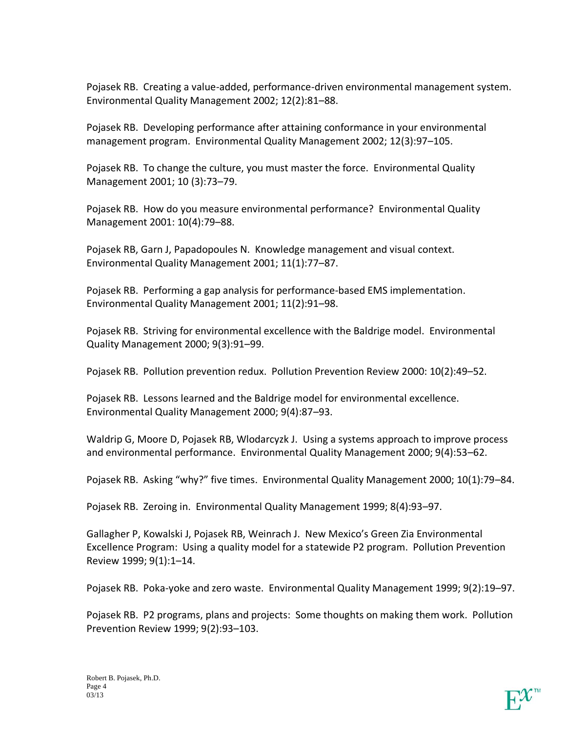Pojasek RB. Creating a value-added, performance-driven environmental management system. Environmental Quality Management 2002; 12(2):81–88.

Pojasek RB. Developing performance after attaining conformance in your environmental management program. Environmental Quality Management 2002; 12(3):97–105.

Pojasek RB. To change the culture, you must master the force. Environmental Quality Management 2001; 10 (3):73–79.

Pojasek RB. How do you measure environmental performance? Environmental Quality Management 2001: 10(4):79–88.

Pojasek RB, Garn J, Papadopoules N. Knowledge management and visual context. Environmental Quality Management 2001; 11(1):77–87.

Pojasek RB. Performing a gap analysis for performance-based EMS implementation. Environmental Quality Management 2001; 11(2):91–98.

Pojasek RB. Striving for environmental excellence with the Baldrige model. Environmental Quality Management 2000; 9(3):91–99.

Pojasek RB. Pollution prevention redux. Pollution Prevention Review 2000: 10(2):49–52.

Pojasek RB. Lessons learned and the Baldrige model for environmental excellence. Environmental Quality Management 2000; 9(4):87–93.

Waldrip G, Moore D, Pojasek RB, Wlodarcyzk J. Using a systems approach to improve process and environmental performance. Environmental Quality Management 2000; 9(4):53–62.

Pojasek RB. Asking "why?" five times. Environmental Quality Management 2000; 10(1):79–84.

Pojasek RB. Zeroing in. Environmental Quality Management 1999; 8(4):93–97.

Gallagher P, Kowalski J, Pojasek RB, Weinrach J. New Mexico's Green Zia Environmental Excellence Program: Using a quality model for a statewide P2 program. Pollution Prevention Review 1999; 9(1):1–14.

Pojasek RB. Poka-yoke and zero waste. Environmental Quality Management 1999; 9(2):19–97.

Pojasek RB. P2 programs, plans and projects: Some thoughts on making them work. Pollution Prevention Review 1999; 9(2):93–103.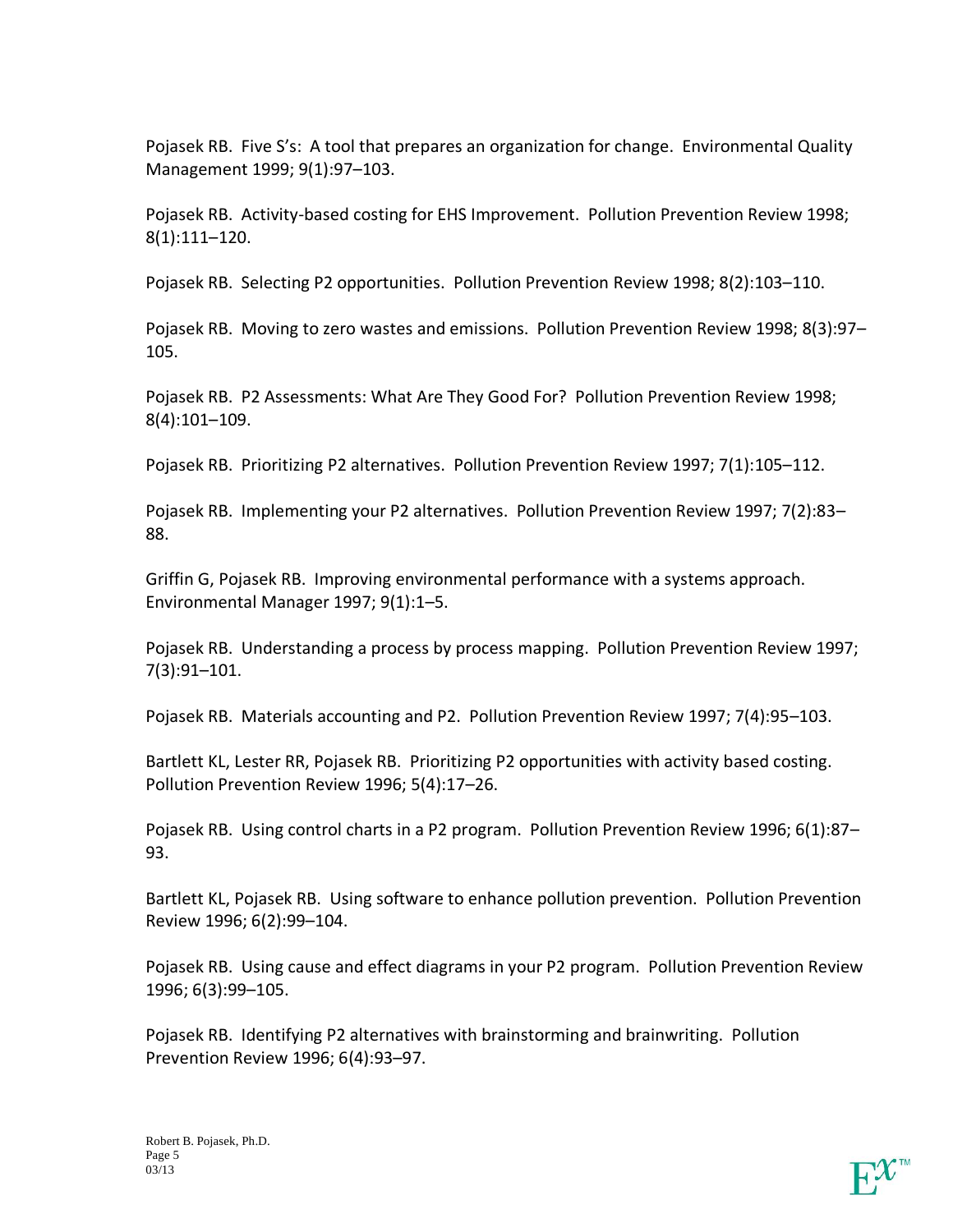Pojasek RB. Five S's: A tool that prepares an organization for change. Environmental Quality Management 1999; 9(1):97–103.

Pojasek RB. Activity-based costing for EHS Improvement. Pollution Prevention Review 1998; 8(1):111–120.

Pojasek RB. Selecting P2 opportunities. Pollution Prevention Review 1998; 8(2):103–110.

Pojasek RB. Moving to zero wastes and emissions. Pollution Prevention Review 1998; 8(3):97–105.

Pojasek RB. P2 Assessments: What Are They Good For? Pollution Prevention Review 1998; 8(4):101–109.

Pojasek RB. Prioritizing P2 alternatives. Pollution Prevention Review 1997; 7(1):105–112.

Pojasek RB. Implementing your P2 alternatives. Pollution Prevention Review 1997; 7(2):83–88.

Griffin G, Pojasek RB. Improving environmental performance with a systems approach. Environmental Manager 1997; 9(1):1–5.

Pojasek RB. Understanding a process by process mapping. Pollution Prevention Review 1997; 7(3):91–101.

Pojasek RB. Materials accounting and P2. Pollution Prevention Review 1997; 7(4):95–103.

Bartlett KL, Lester RR, Pojasek RB. Prioritizing P2 opportunities with activity based costing. Pollution Prevention Review 1996; 5(4):17–26.

Pojasek RB. Using control charts in a P2 program. Pollution Prevention Review 1996; 6(1):87–93.

Bartlett KL, Pojasek RB. Using software to enhance pollution prevention. Pollution Prevention Review 1996; 6(2):99–104.

Pojasek RB. Using cause and effect diagrams in your P2 program. Pollution Prevention Review 1996; 6(3):99–105.

Pojasek RB. Identifying P2 alternatives with brainstorming and brainwriting. Pollution Prevention Review 1996; 6(4):93–97.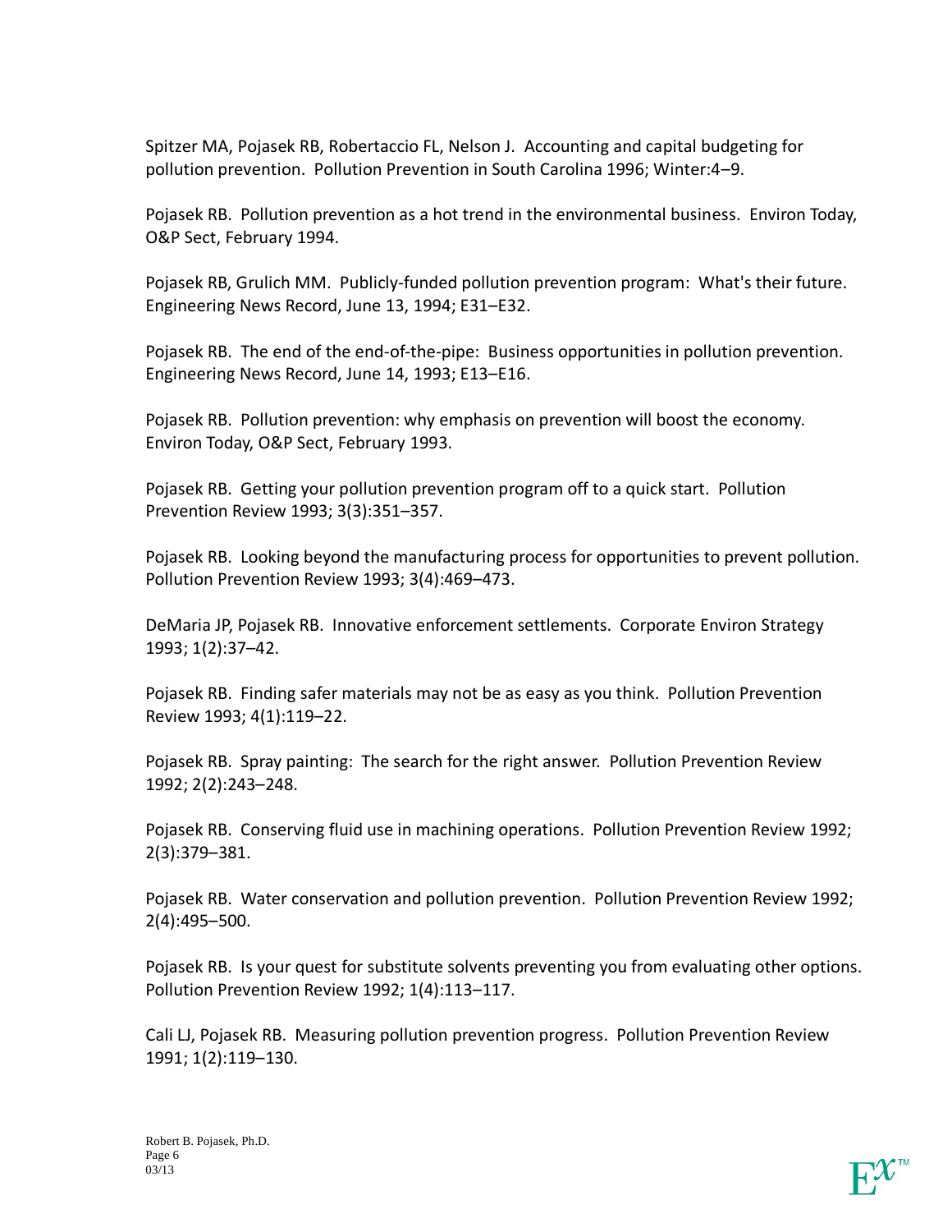Spitzer MA, Pojasek RB, Robertaccio FL, Nelson J. Accounting and capital budgeting for pollution prevention. Pollution Prevention in South Carolina 1996; Winter:4–9.

Pojasek RB. Pollution prevention as a hot trend in the environmental business. Environ Today, O&P Sect, February 1994.

Pojasek RB, Grulich MM. Publicly-funded pollution prevention program: What's their future. Engineering News Record, June 13, 1994; E31–E32.

Pojasek RB. The end of the end-of-the-pipe: Business opportunities in pollution prevention. Engineering News Record, June 14, 1993; E13–E16.

Pojasek RB. Pollution prevention: why emphasis on prevention will boost the economy. Environ Today, O&P Sect, February 1993.

Pojasek RB. Getting your pollution prevention program off to a quick start. Pollution Prevention Review 1993; 3(3):351–357.

Pojasek RB. Looking beyond the manufacturing process for opportunities to prevent pollution. Pollution Prevention Review 1993; 3(4):469–473.

DeMaria JP, Pojasek RB. Innovative enforcement settlements. Corporate Environ Strategy 1993; 1(2):37–42.

Pojasek RB. Finding safer materials may not be as easy as you think. Pollution Prevention Review 1993; 4(1):119–22.

Pojasek RB. Spray painting: The search for the right answer. Pollution Prevention Review 1992; 2(2):243–248.

Pojasek RB. Conserving fluid use in machining operations. Pollution Prevention Review 1992; 2(3):379–381.

Pojasek RB. Water conservation and pollution prevention. Pollution Prevention Review 1992; 2(4):495–500.

Pojasek RB. Is your quest for substitute solvents preventing you from evaluating other options. Pollution Prevention Review 1992; 1(4):113–117.

Cali LJ, Pojasek RB. Measuring pollution prevention progress. Pollution Prevention Review 1991; 1(2):119–130.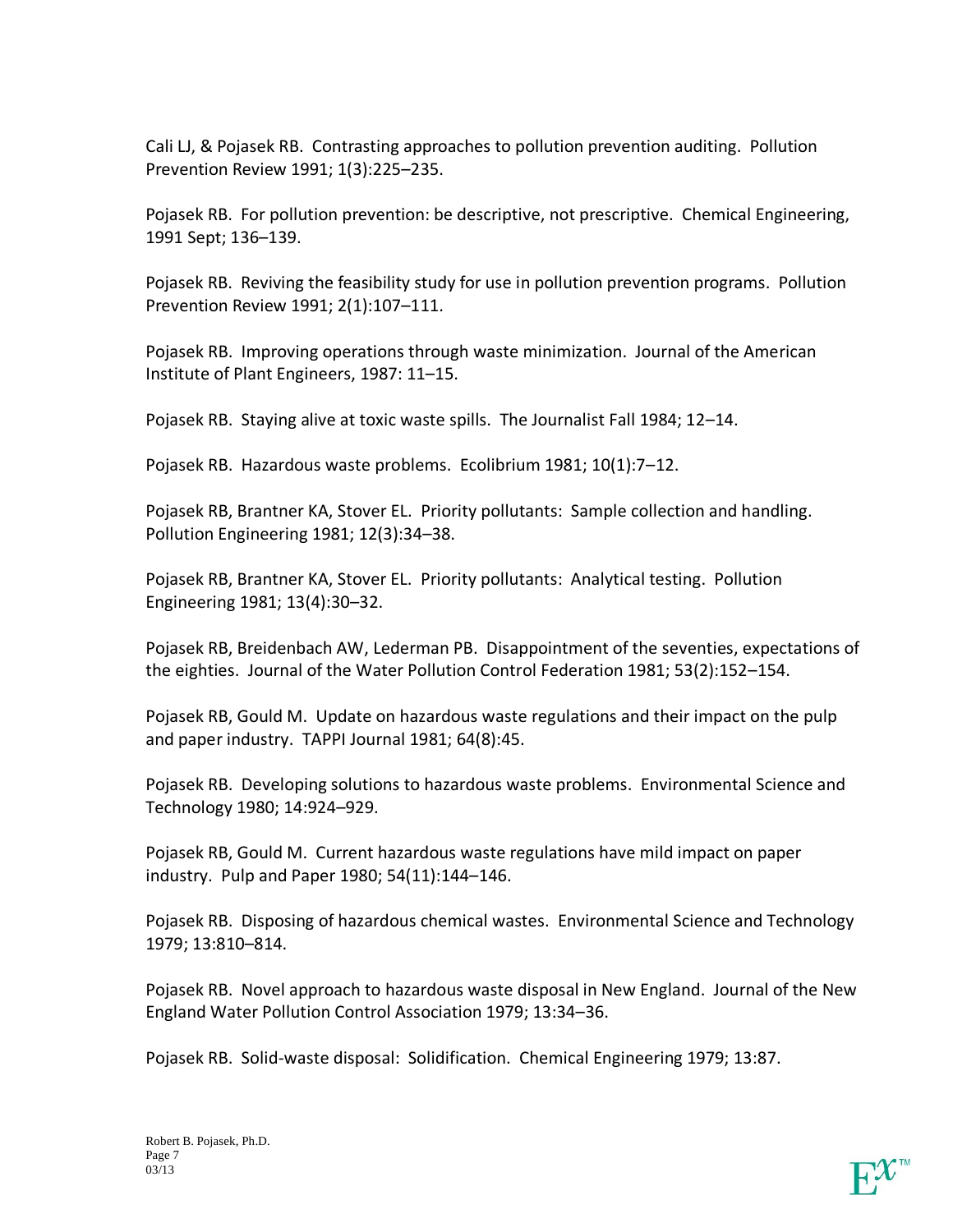Cali LJ, & Pojasek RB. Contrasting approaches to pollution prevention auditing. Pollution Prevention Review 1991; 1(3):225–235.

Pojasek RB. For pollution prevention: be descriptive, not prescriptive. Chemical Engineering, 1991 Sept; 136–139.

Pojasek RB. Reviving the feasibility study for use in pollution prevention programs. Pollution Prevention Review 1991; 2(1):107–111.

Pojasek RB. Improving operations through waste minimization. Journal of the American Institute of Plant Engineers, 1987: 11–15.

Pojasek RB. Staying alive at toxic waste spills. The Journalist Fall 1984; 12–14.

Pojasek RB. Hazardous waste problems. Ecolibrium 1981; 10(1):7–12.

Pojasek RB, Brantner KA, Stover EL. Priority pollutants: Sample collection and handling. Pollution Engineering 1981; 12(3):34–38.

Pojasek RB, Brantner KA, Stover EL. Priority pollutants: Analytical testing. Pollution Engineering 1981; 13(4):30–32.

Pojasek RB, Breidenbach AW, Lederman PB. Disappointment of the seventies, expectations of the eighties. Journal of the Water Pollution Control Federation 1981; 53(2):152–154.

Pojasek RB, Gould M. Update on hazardous waste regulations and their impact on the pulp and paper industry. TAPPI Journal 1981; 64(8):45.

Pojasek RB. Developing solutions to hazardous waste problems. Environmental Science and Technology 1980; 14:924–929.

Pojasek RB, Gould M. Current hazardous waste regulations have mild impact on paper industry. Pulp and Paper 1980; 54(11):144–146.

Pojasek RB. Disposing of hazardous chemical wastes. Environmental Science and Technology 1979; 13:810–814.

Pojasek RB. Novel approach to hazardous waste disposal in New England. Journal of the New England Water Pollution Control Association 1979; 13:34–36.

Pojasek RB. Solid-waste disposal: Solidification. Chemical Engineering 1979; 13:87.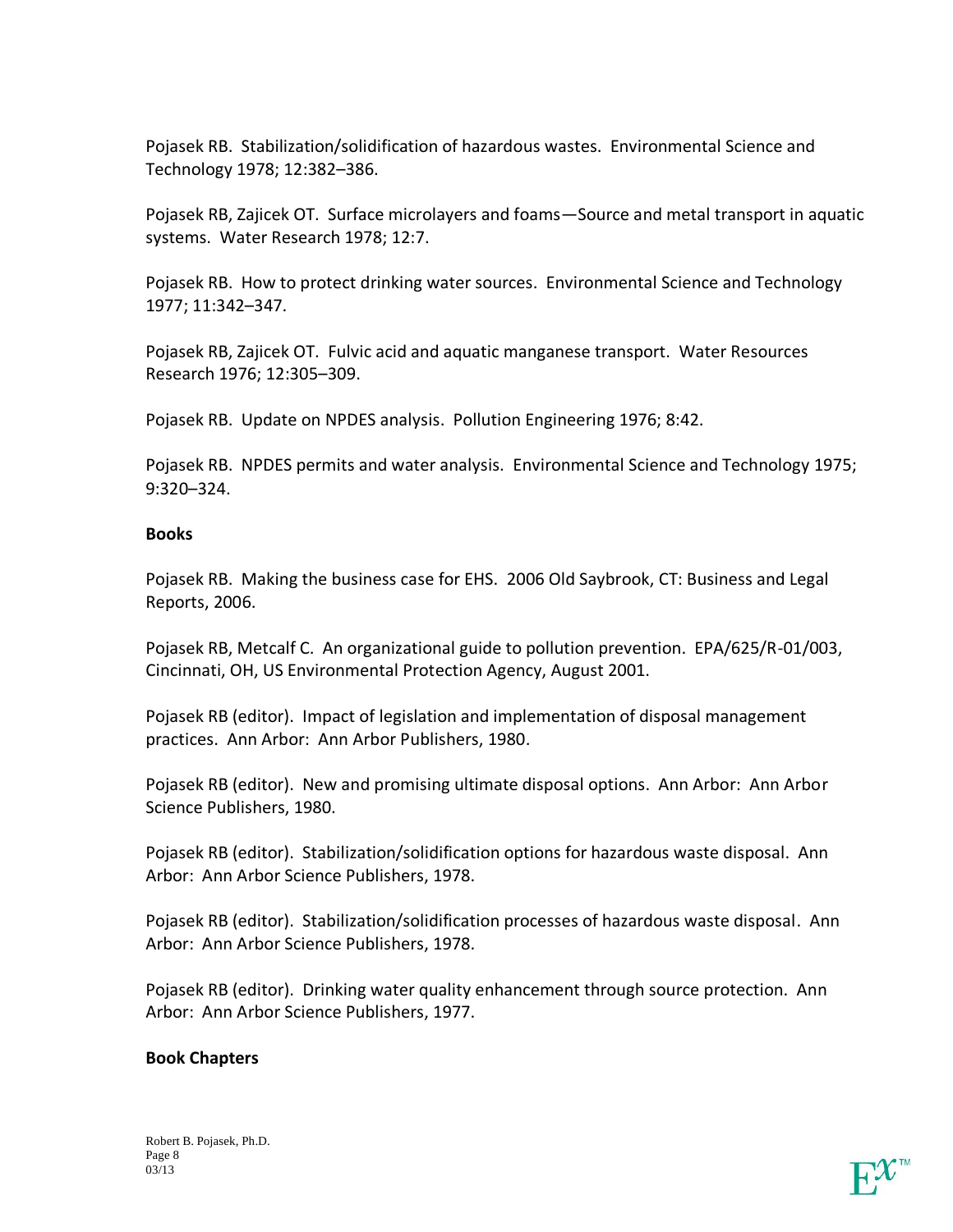Pojasek RB. Stabilization/solidification of hazardous wastes. Environmental Science and Technology 1978; 12:382–386.

Pojasek RB, Zajicek OT. Surface microlayers and foams—Source and metal transport in aquatic systems. Water Research 1978; 12:7.

Pojasek RB. How to protect drinking water sources. Environmental Science and Technology 1977; 11:342–347.

Pojasek RB, Zajicek OT. Fulvic acid and aquatic manganese transport. Water Resources Research 1976; 12:305–309.

Pojasek RB. Update on NPDES analysis. Pollution Engineering 1976; 8:42.

Pojasek RB. NPDES permits and water analysis. Environmental Science and Technology 1975; 9:320–324.

**Books**

Pojasek RB. Making the business case for EHS. 2006 Old Saybrook, CT: Business and Legal Reports, 2006.

Pojasek RB, Metcalf C. An organizational guide to pollution prevention. EPA/625/R-01/003, Cincinnati, OH, US Environmental Protection Agency, August 2001.

Pojasek RB (editor). Impact of legislation and implementation of disposal management practices. Ann Arbor: Ann Arbor Publishers, 1980.

Pojasek RB (editor). New and promising ultimate disposal options. Ann Arbor: Ann Arbor Science Publishers, 1980.

Pojasek RB (editor). Stabilization/solidification options for hazardous waste disposal. Ann Arbor: Ann Arbor Science Publishers, 1978.

Pojasek RB (editor). Stabilization/solidification processes of hazardous waste disposal. Ann Arbor: Ann Arbor Science Publishers, 1978.

Pojasek RB (editor). Drinking water quality enhancement through source protection. Ann Arbor: Ann Arbor Science Publishers, 1977.

**Book Chapters**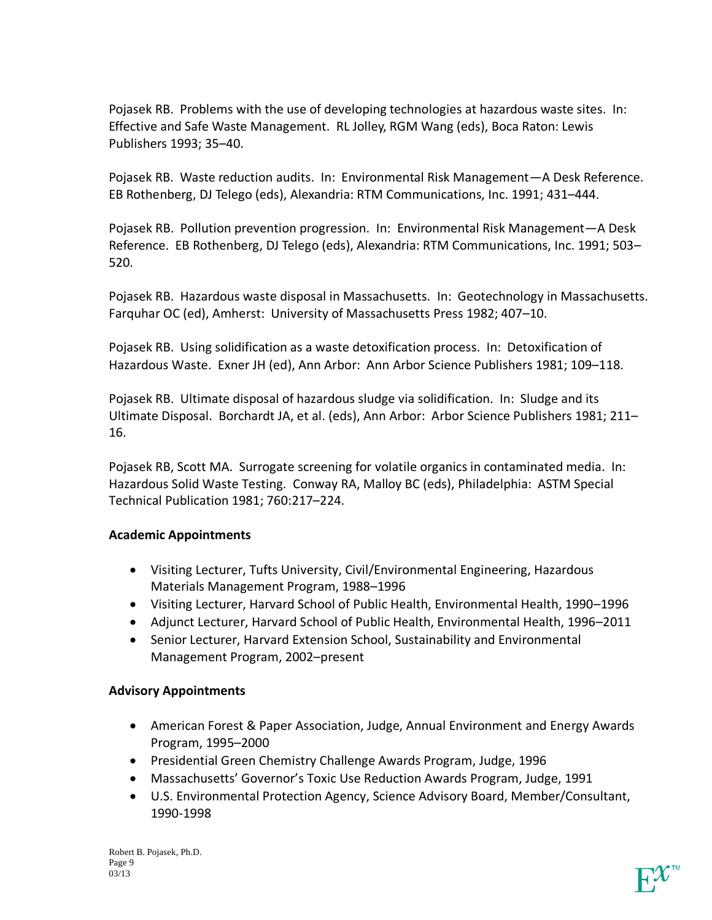Pojasek RB. Problems with the use of developing technologies at hazardous waste sites. In: Effective and Safe Waste Management. RL Jolley, RGM Wang (eds), Boca Raton: Lewis Publishers 1993; 35–40.

Pojasek RB. Waste reduction audits. In: Environmental Risk Management—A Desk Reference. EB Rothenberg, DJ Telego (eds), Alexandria: RTM Communications, Inc. 1991; 431–444.

Pojasek RB. Pollution prevention progression. In: Environmental Risk Management—A Desk Reference. EB Rothenberg, DJ Telego (eds), Alexandria: RTM Communications, Inc. 1991; 503–520.

Pojasek RB. Hazardous waste disposal in Massachusetts. In: Geotechnology in Massachusetts. Farquhar OC (ed), Amherst: University of Massachusetts Press 1982; 407–10.

Pojasek RB. Using solidification as a waste detoxification process. In: Detoxification of Hazardous Waste. Exner JH (ed), Ann Arbor: Ann Arbor Science Publishers 1981; 109–118.

Pojasek RB. Ultimate disposal of hazardous sludge via solidification. In: Sludge and its Ultimate Disposal. Borchardt JA, et al. (eds), Ann Arbor: Arbor Science Publishers 1981; 211–16.

Pojasek RB, Scott MA. Surrogate screening for volatile organics in contaminated media. In: Hazardous Solid Waste Testing. Conway RA, Malloy BC (eds), Philadelphia: ASTM Special Technical Publication 1981; 760:217–224.

**Academic Appointments**

- Visiting Lecturer, Tufts University, Civil/Environmental Engineering, Hazardous Materials Management Program, 1988–1996
- Visiting Lecturer, Harvard School of Public Health, Environmental Health, 1990–1996
- Adjunct Lecturer, Harvard School of Public Health, Environmental Health, 1996–2011
- Senior Lecturer, Harvard Extension School, Sustainability and Environmental Management Program, 2002–present

**Advisory Appointments**

- American Forest & Paper Association, Judge, Annual Environment and Energy Awards Program, 1995–2000
- Presidential Green Chemistry Challenge Awards Program, Judge, 1996
- Massachusetts' Governor's Toxic Use Reduction Awards Program, Judge, 1991
- U.S. Environmental Protection Agency, Science Advisory Board, Member/Consultant, 1990-1998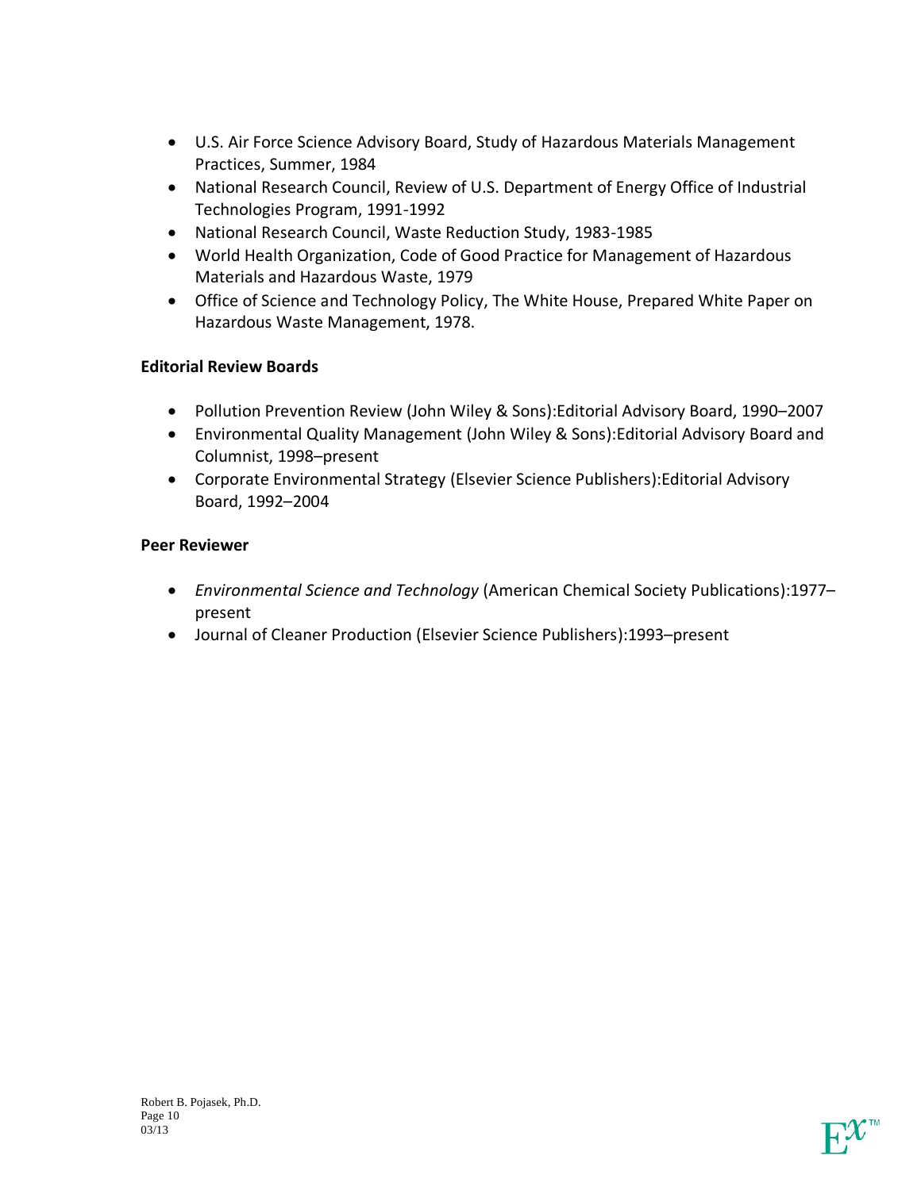- U.S. Air Force Science Advisory Board, Study of Hazardous Materials Management Practices, Summer, 1984
- National Research Council, Review of U.S. Department of Energy Office of Industrial Technologies Program, 1991-1992
- National Research Council, Waste Reduction Study, 1983-1985
- World Health Organization, Code of Good Practice for Management of Hazardous Materials and Hazardous Waste, 1979
- Office of Science and Technology Policy, The White House, Prepared White Paper on Hazardous Waste Management, 1978.

**Editorial Review Boards**

- Pollution Prevention Review (John Wiley & Sons):Editorial Advisory Board, 1990–2007
- Environmental Quality Management (John Wiley & Sons):Editorial Advisory Board and Columnist, 1998–present
- Corporate Environmental Strategy (Elsevier Science Publishers):Editorial Advisory Board, 1992–2004

**Peer Reviewer**

- *Environmental Science and Technology* (American Chemical Society Publications):1977–present
- Journal of Cleaner Production (Elsevier Science Publishers):1993–present